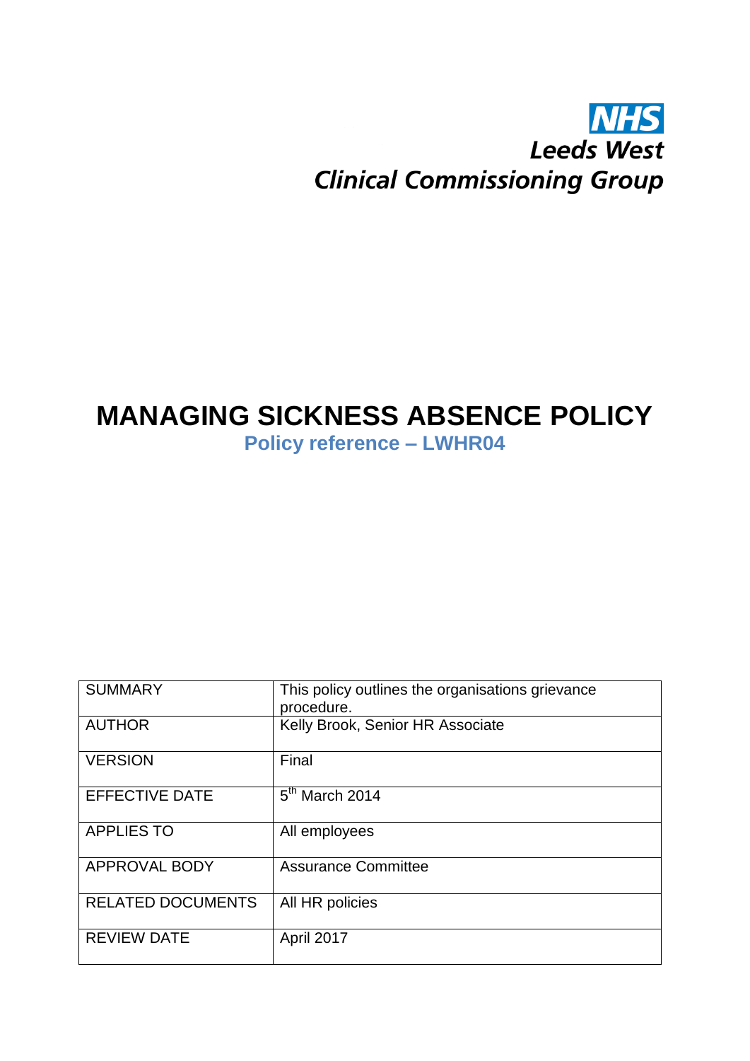NHS
Leeds West
Clinical Commissioning Group

# MANAGING SICKNESS ABSENCE POLICY

## Policy reference – LWHR04

| SUMMARY | This policy outlines the organisations grievance procedure. |
|---|---|
| AUTHOR | Kelly Brook, Senior HR Associate |
| VERSION | Final |
| EFFECTIVE DATE | 5th March 2014 |
| APPLIES TO | All employees |
| APPROVAL BODY | Assurance Committee |
| RELATED DOCUMENTS | All HR policies |
| REVIEW DATE | April 2017 |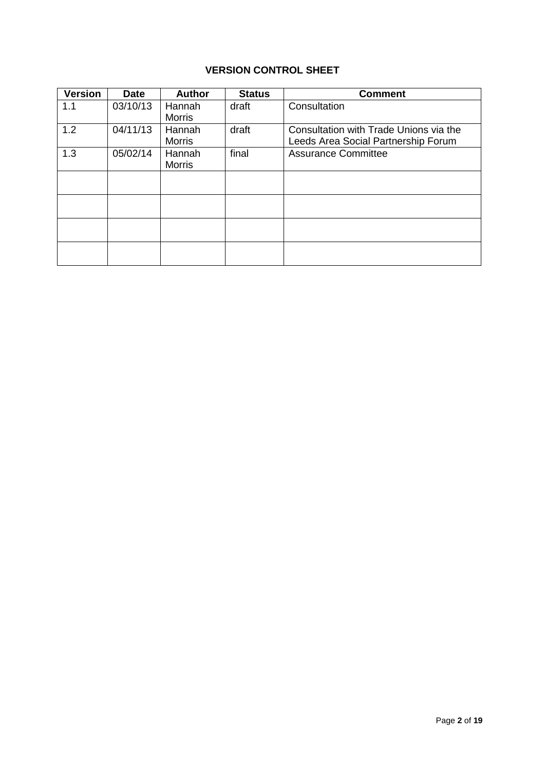**VERSION CONTROL SHEET**

| Version | Date | Author | Status | Comment |
|---|---|---|---|---|
| 1.1 | 03/10/13 | Hannah Morris | draft | Consultation |
| 1.2 | 04/11/13 | Hannah Morris | draft | Consultation with Trade Unions via the Leeds Area Social Partnership Forum |
| 1.3 | 05/02/14 | Hannah Morris | final | Assurance Committee |
| | | | | |
| | | | | |
| | | | | |
| | | | | |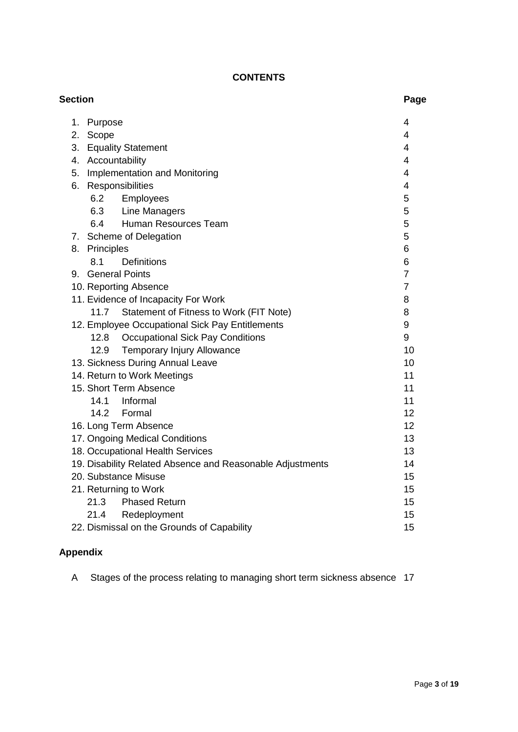**CONTENTS**

| Section | Page |
|---|---|
| 1. Purpose | 4 |
| 2. Scope | 4 |
| 3. Equality Statement | 4 |
| 4. Accountability | 4 |
| 5. Implementation and Monitoring | 4 |
| 6. Responsibilities | 4 |
| 6.2 Employees | 5 |
| 6.3 Line Managers | 5 |
| 6.4 Human Resources Team | 5 |
| 7. Scheme of Delegation | 5 |
| 8. Principles | 6 |
| 8.1 Definitions | 6 |
| 9. General Points | 7 |
| 10. Reporting Absence | 7 |
| 11. Evidence of Incapacity For Work | 8 |
| 11.7 Statement of Fitness to Work (FIT Note) | 8 |
| 12. Employee Occupational Sick Pay Entitlements | 9 |
| 12.8 Occupational Sick Pay Conditions | 9 |
| 12.9 Temporary Injury Allowance | 10 |
| 13. Sickness During Annual Leave | 10 |
| 14. Return to Work Meetings | 11 |
| 15. Short Term Absence | 11 |
| 14.1 Informal | 11 |
| 14.2 Formal | 12 |
| 16. Long Term Absence | 12 |
| 17. Ongoing Medical Conditions | 13 |
| 18. Occupational Health Services | 13 |
| 19. Disability Related Absence and Reasonable Adjustments | 14 |
| 20. Substance Misuse | 15 |
| 21. Returning to Work | 15 |
| 21.3 Phased Return | 15 |
| 21.4 Redeployment | 15 |
| 22. Dismissal on the Grounds of Capability | 15 |

**Appendix**

| | | |
|---|---|---|
| A | Stages of the process relating to managing short term sickness absence | 17 |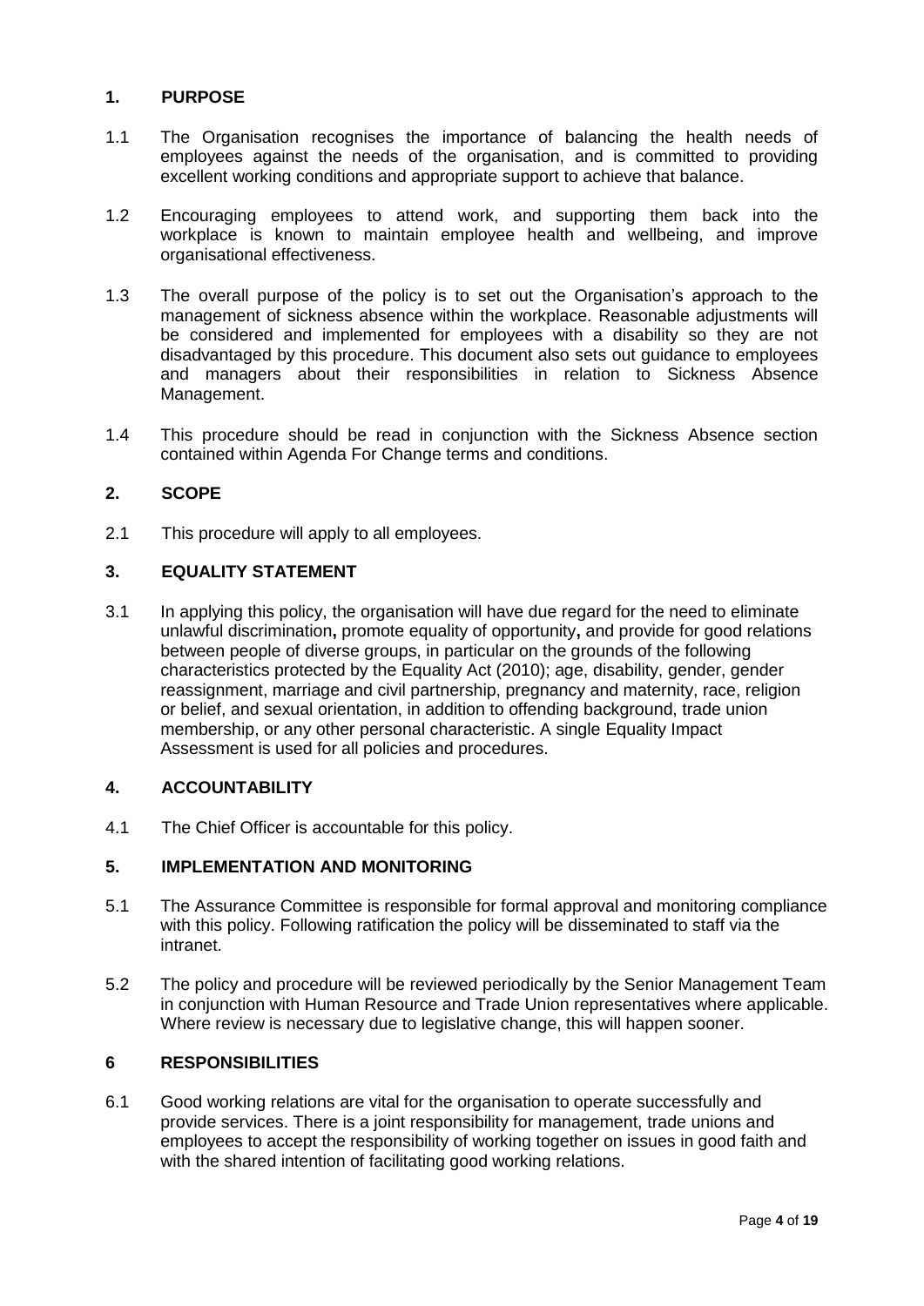## 1. PURPOSE

1.1 The Organisation recognises the importance of balancing the health needs of employees against the needs of the organisation, and is committed to providing excellent working conditions and appropriate support to achieve that balance.

1.2 Encouraging employees to attend work, and supporting them back into the workplace is known to maintain employee health and wellbeing, and improve organisational effectiveness.

1.3 The overall purpose of the policy is to set out the Organisation's approach to the management of sickness absence within the workplace. Reasonable adjustments will be considered and implemented for employees with a disability so they are not disadvantaged by this procedure. This document also sets out guidance to employees and managers about their responsibilities in relation to Sickness Absence Management.

1.4 This procedure should be read in conjunction with the Sickness Absence section contained within Agenda For Change terms and conditions.

## 2. SCOPE

2.1 This procedure will apply to all employees.

## 3. EQUALITY STATEMENT

3.1 In applying this policy, the organisation will have due regard for the need to eliminate unlawful discrimination**,** promote equality of opportunity**,** and provide for good relations between people of diverse groups, in particular on the grounds of the following characteristics protected by the Equality Act (2010); age, disability, gender, gender reassignment, marriage and civil partnership, pregnancy and maternity, race, religion or belief, and sexual orientation, in addition to offending background, trade union membership, or any other personal characteristic. A single Equality Impact Assessment is used for all policies and procedures.

## 4. ACCOUNTABILITY

4.1 The Chief Officer is accountable for this policy.

## 5. IMPLEMENTATION AND MONITORING

5.1 The Assurance Committee is responsible for formal approval and monitoring compliance with this policy. Following ratification the policy will be disseminated to staff via the intranet.

5.2 The policy and procedure will be reviewed periodically by the Senior Management Team in conjunction with Human Resource and Trade Union representatives where applicable. Where review is necessary due to legislative change, this will happen sooner.

## 6 RESPONSIBILITIES

6.1 Good working relations are vital for the organisation to operate successfully and provide services. There is a joint responsibility for management, trade unions and employees to accept the responsibility of working together on issues in good faith and with the shared intention of facilitating good working relations.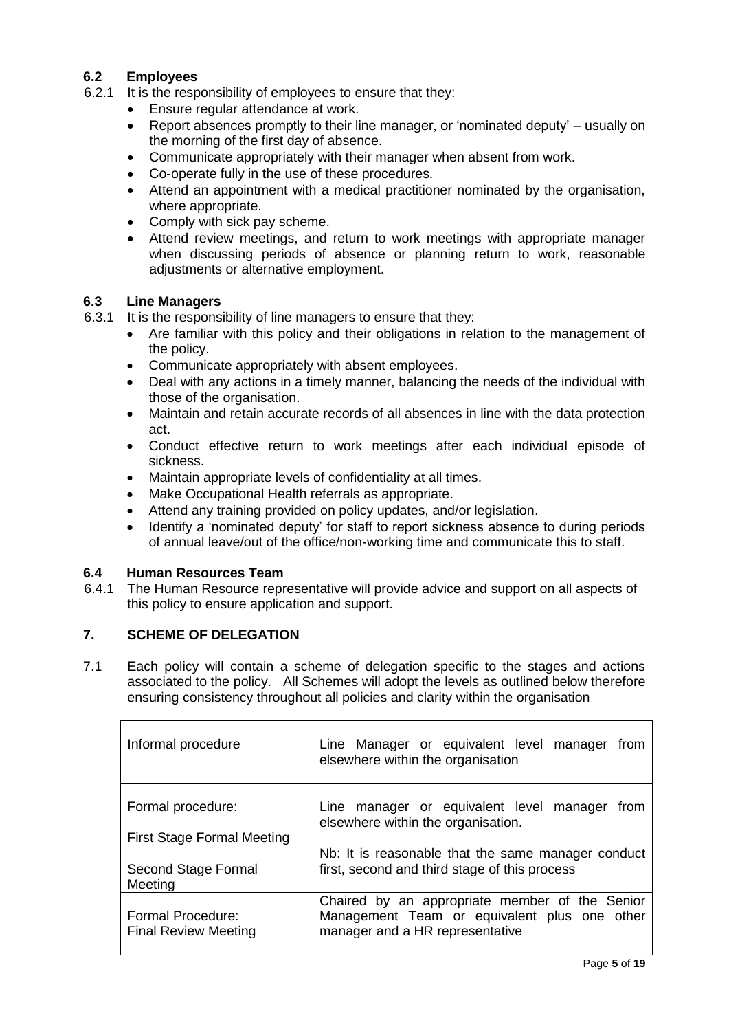### 6.2 Employees

6.2.1 It is the responsibility of employees to ensure that they:

- Ensure regular attendance at work.
- Report absences promptly to their line manager, or 'nominated deputy' – usually on the morning of the first day of absence.
- Communicate appropriately with their manager when absent from work.
- Co-operate fully in the use of these procedures.
- Attend an appointment with a medical practitioner nominated by the organisation, where appropriate.
- Comply with sick pay scheme.
- Attend review meetings, and return to work meetings with appropriate manager when discussing periods of absence or planning return to work, reasonable adjustments or alternative employment.

### 6.3 Line Managers

6.3.1 It is the responsibility of line managers to ensure that they:

- Are familiar with this policy and their obligations in relation to the management of the policy.
- Communicate appropriately with absent employees.
- Deal with any actions in a timely manner, balancing the needs of the individual with those of the organisation.
- Maintain and retain accurate records of all absences in line with the data protection act.
- Conduct effective return to work meetings after each individual episode of sickness.
- Maintain appropriate levels of confidentiality at all times.
- Make Occupational Health referrals as appropriate.
- Attend any training provided on policy updates, and/or legislation.
- Identify a 'nominated deputy' for staff to report sickness absence to during periods of annual leave/out of the office/non-working time and communicate this to staff.

### 6.4 Human Resources Team

6.4.1 The Human Resource representative will provide advice and support on all aspects of this policy to ensure application and support.

## 7. SCHEME OF DELEGATION

7.1 Each policy will contain a scheme of delegation specific to the stages and actions associated to the policy. All Schemes will adopt the levels as outlined below therefore ensuring consistency throughout all policies and clarity within the organisation

| | |
|---|---|
| Informal procedure | Line Manager or equivalent level manager from elsewhere within the organisation |
| Formal procedure:<br><br>First Stage Formal Meeting<br><br>Second Stage Formal Meeting | Line manager or equivalent level manager from elsewhere within the organisation.<br><br>Nb: It is reasonable that the same manager conduct first, second and third stage of this process |
| Formal Procedure:<br>Final Review Meeting | Chaired by an appropriate member of the Senior Management Team or equivalent plus one other manager and a HR representative |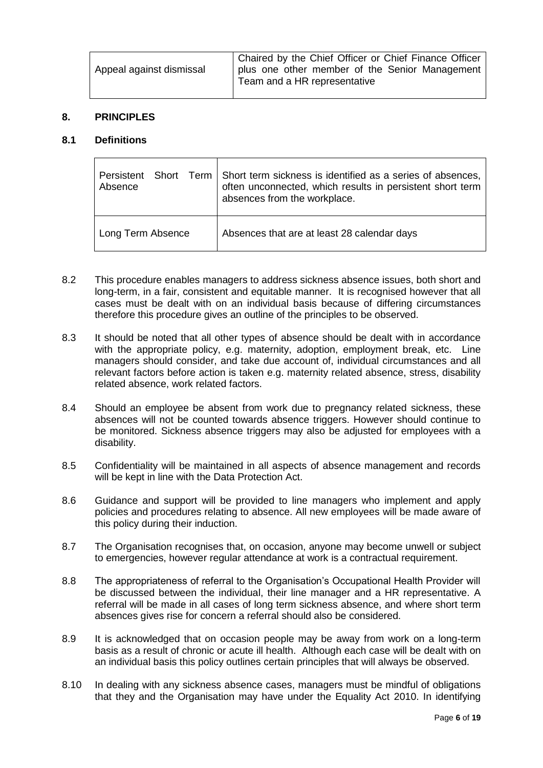| Appeal against dismissal | Chaired by the Chief Officer or Chief Finance Officer plus one other member of the Senior Management Team and a HR representative |
|---|---|

## 8. PRINCIPLES

### 8.1 Definitions

| Persistent Short Term Absence | Short term sickness is identified as a series of absences, often unconnected, which results in persistent short term absences from the workplace. |
|---|---|
| Long Term Absence | Absences that are at least 28 calendar days |

8.2 This procedure enables managers to address sickness absence issues, both short and long-term, in a fair, consistent and equitable manner. It is recognised however that all cases must be dealt with on an individual basis because of differing circumstances therefore this procedure gives an outline of the principles to be observed.

8.3 It should be noted that all other types of absence should be dealt with in accordance with the appropriate policy, e.g. maternity, adoption, employment break, etc. Line managers should consider, and take due account of, individual circumstances and all relevant factors before action is taken e.g. maternity related absence, stress, disability related absence, work related factors.

8.4 Should an employee be absent from work due to pregnancy related sickness, these absences will not be counted towards absence triggers. However should continue to be monitored. Sickness absence triggers may also be adjusted for employees with a disability.

8.5 Confidentiality will be maintained in all aspects of absence management and records will be kept in line with the Data Protection Act.

8.6 Guidance and support will be provided to line managers who implement and apply policies and procedures relating to absence. All new employees will be made aware of this policy during their induction.

8.7 The Organisation recognises that, on occasion, anyone may become unwell or subject to emergencies, however regular attendance at work is a contractual requirement.

8.8 The appropriateness of referral to the Organisation's Occupational Health Provider will be discussed between the individual, their line manager and a HR representative. A referral will be made in all cases of long term sickness absence, and where short term absences gives rise for concern a referral should also be considered.

8.9 It is acknowledged that on occasion people may be away from work on a long-term basis as a result of chronic or acute ill health. Although each case will be dealt with on an individual basis this policy outlines certain principles that will always be observed.

8.10 In dealing with any sickness absence cases, managers must be mindful of obligations that they and the Organisation may have under the Equality Act 2010. In identifying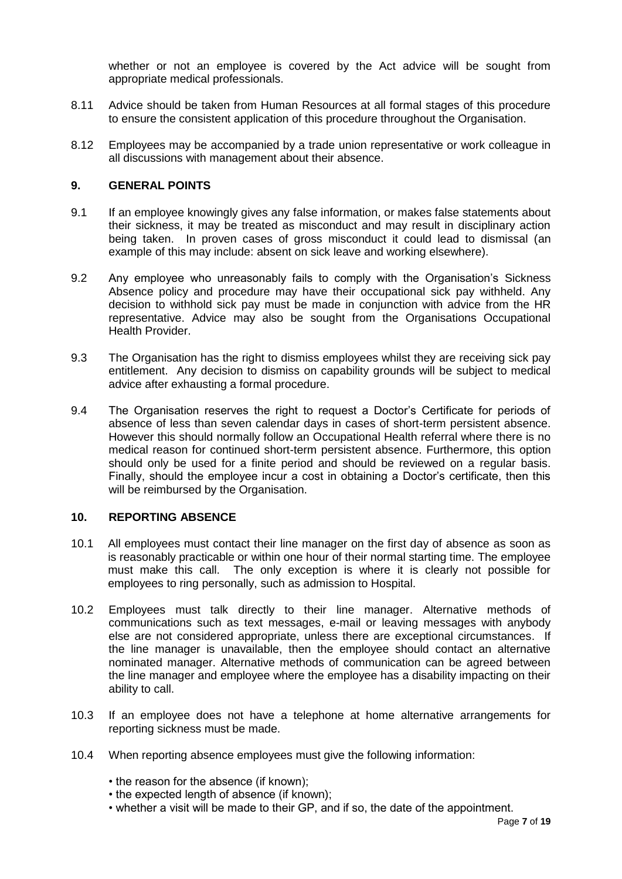whether or not an employee is covered by the Act advice will be sought from appropriate medical professionals.

8.11 Advice should be taken from Human Resources at all formal stages of this procedure to ensure the consistent application of this procedure throughout the Organisation.

8.12 Employees may be accompanied by a trade union representative or work colleague in all discussions with management about their absence.

## 9. GENERAL POINTS

9.1 If an employee knowingly gives any false information, or makes false statements about their sickness, it may be treated as misconduct and may result in disciplinary action being taken. In proven cases of gross misconduct it could lead to dismissal (an example of this may include: absent on sick leave and working elsewhere).

9.2 Any employee who unreasonably fails to comply with the Organisation's Sickness Absence policy and procedure may have their occupational sick pay withheld. Any decision to withhold sick pay must be made in conjunction with advice from the HR representative. Advice may also be sought from the Organisations Occupational Health Provider.

9.3 The Organisation has the right to dismiss employees whilst they are receiving sick pay entitlement. Any decision to dismiss on capability grounds will be subject to medical advice after exhausting a formal procedure.

9.4 The Organisation reserves the right to request a Doctor's Certificate for periods of absence of less than seven calendar days in cases of short-term persistent absence. However this should normally follow an Occupational Health referral where there is no medical reason for continued short-term persistent absence. Furthermore, this option should only be used for a finite period and should be reviewed on a regular basis. Finally, should the employee incur a cost in obtaining a Doctor's certificate, then this will be reimbursed by the Organisation.

## 10. REPORTING ABSENCE

10.1 All employees must contact their line manager on the first day of absence as soon as is reasonably practicable or within one hour of their normal starting time. The employee must make this call. The only exception is where it is clearly not possible for employees to ring personally, such as admission to Hospital.

10.2 Employees must talk directly to their line manager. Alternative methods of communications such as text messages, e-mail or leaving messages with anybody else are not considered appropriate, unless there are exceptional circumstances. If the line manager is unavailable, then the employee should contact an alternative nominated manager. Alternative methods of communication can be agreed between the line manager and employee where the employee has a disability impacting on their ability to call.

10.3 If an employee does not have a telephone at home alternative arrangements for reporting sickness must be made.

10.4 When reporting absence employees must give the following information:

- the reason for the absence (if known);
- the expected length of absence (if known);
- whether a visit will be made to their GP, and if so, the date of the appointment.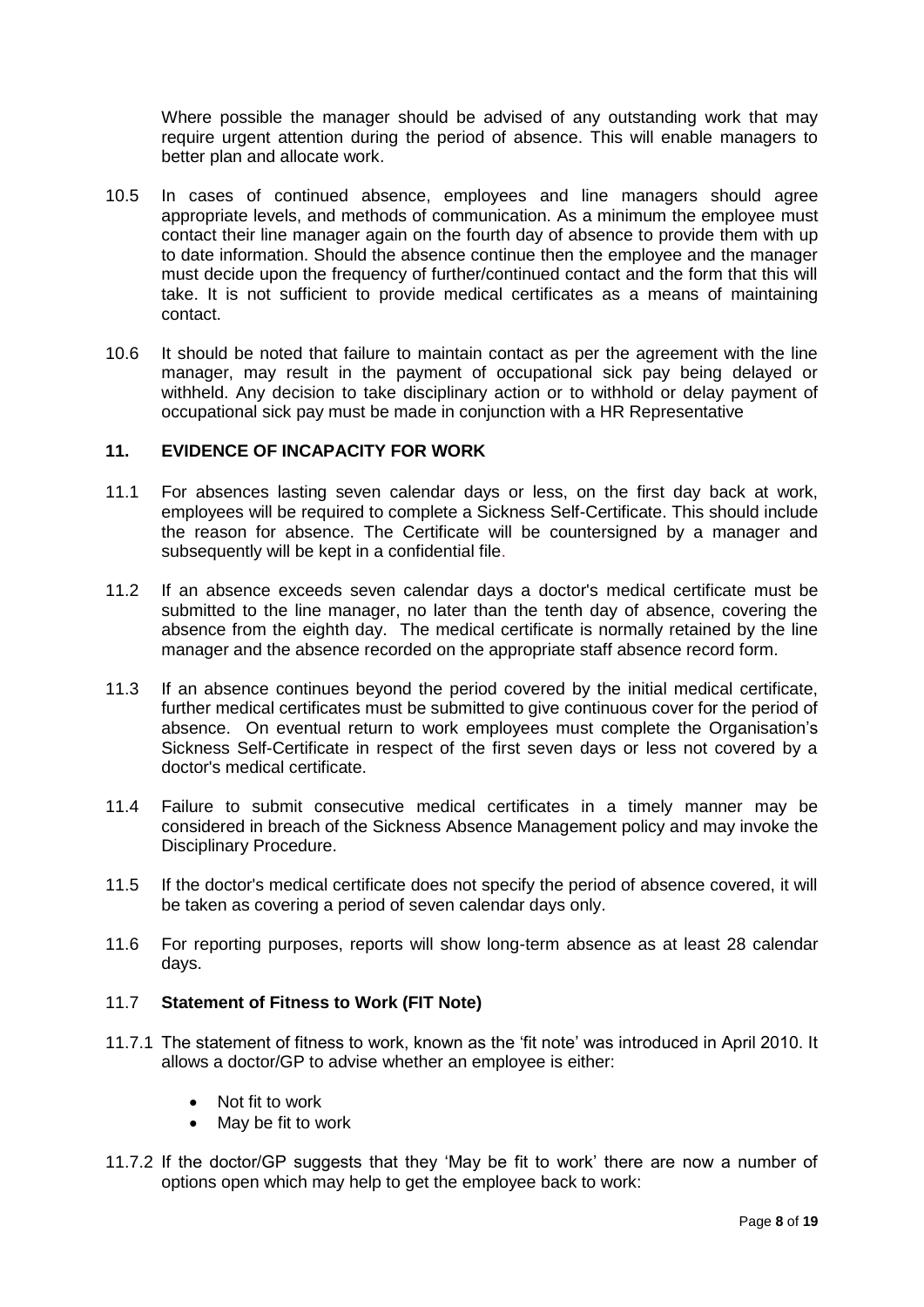Where possible the manager should be advised of any outstanding work that may require urgent attention during the period of absence. This will enable managers to better plan and allocate work.

10.5 In cases of continued absence, employees and line managers should agree appropriate levels, and methods of communication. As a minimum the employee must contact their line manager again on the fourth day of absence to provide them with up to date information. Should the absence continue then the employee and the manager must decide upon the frequency of further/continued contact and the form that this will take. It is not sufficient to provide medical certificates as a means of maintaining contact.

10.6 It should be noted that failure to maintain contact as per the agreement with the line manager, may result in the payment of occupational sick pay being delayed or withheld. Any decision to take disciplinary action or to withhold or delay payment of occupational sick pay must be made in conjunction with a HR Representative

## 11. EVIDENCE OF INCAPACITY FOR WORK

11.1 For absences lasting seven calendar days or less, on the first day back at work, employees will be required to complete a Sickness Self-Certificate. This should include the reason for absence. The Certificate will be countersigned by a manager and subsequently will be kept in a confidential file.

11.2 If an absence exceeds seven calendar days a doctor's medical certificate must be submitted to the line manager, no later than the tenth day of absence, covering the absence from the eighth day. The medical certificate is normally retained by the line manager and the absence recorded on the appropriate staff absence record form.

11.3 If an absence continues beyond the period covered by the initial medical certificate, further medical certificates must be submitted to give continuous cover for the period of absence. On eventual return to work employees must complete the Organisation's Sickness Self-Certificate in respect of the first seven days or less not covered by a doctor's medical certificate.

11.4 Failure to submit consecutive medical certificates in a timely manner may be considered in breach of the Sickness Absence Management policy and may invoke the Disciplinary Procedure.

11.5 If the doctor's medical certificate does not specify the period of absence covered, it will be taken as covering a period of seven calendar days only.

11.6 For reporting purposes, reports will show long-term absence as at least 28 calendar days.

### 11.7 Statement of Fitness to Work (FIT Note)

11.7.1 The statement of fitness to work, known as the 'fit note' was introduced in April 2010. It allows a doctor/GP to advise whether an employee is either:

- Not fit to work
- May be fit to work

11.7.2 If the doctor/GP suggests that they 'May be fit to work' there are now a number of options open which may help to get the employee back to work: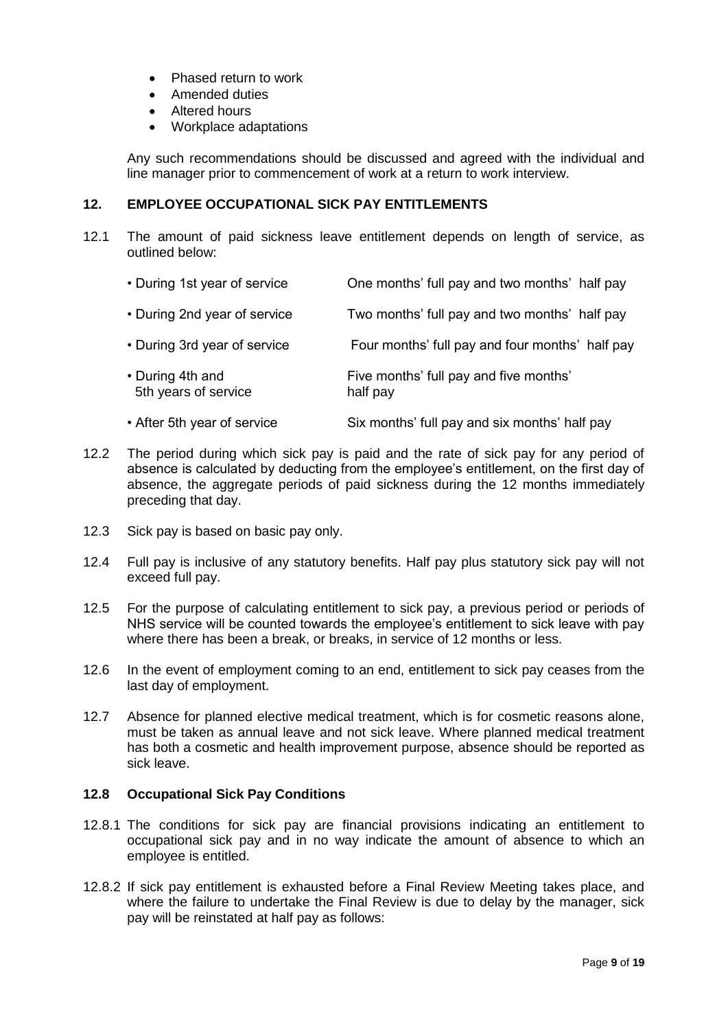- Phased return to work
- Amended duties
- Altered hours
- Workplace adaptations

Any such recommendations should be discussed and agreed with the individual and line manager prior to commencement of work at a return to work interview.

## 12. EMPLOYEE OCCUPATIONAL SICK PAY ENTITLEMENTS

12.1 The amount of paid sickness leave entitlement depends on length of service, as outlined below:

| | |
|---|---|
| • During 1st year of service | One months' full pay and two months' half pay |
| • During 2nd year of service | Two months' full pay and two months' half pay |
| • During 3rd year of service | Four months' full pay and four months' half pay |
| • During 4th and 5th years of service | Five months' full pay and five months' half pay |
| • After 5th year of service | Six months' full pay and six months' half pay |

12.2 The period during which sick pay is paid and the rate of sick pay for any period of absence is calculated by deducting from the employee's entitlement, on the first day of absence, the aggregate periods of paid sickness during the 12 months immediately preceding that day.

12.3 Sick pay is based on basic pay only.

12.4 Full pay is inclusive of any statutory benefits. Half pay plus statutory sick pay will not exceed full pay.

12.5 For the purpose of calculating entitlement to sick pay, a previous period or periods of NHS service will be counted towards the employee's entitlement to sick leave with pay where there has been a break, or breaks, in service of 12 months or less.

12.6 In the event of employment coming to an end, entitlement to sick pay ceases from the last day of employment.

12.7 Absence for planned elective medical treatment, which is for cosmetic reasons alone, must be taken as annual leave and not sick leave. Where planned medical treatment has both a cosmetic and health improvement purpose, absence should be reported as sick leave.

### 12.8 Occupational Sick Pay Conditions

12.8.1 The conditions for sick pay are financial provisions indicating an entitlement to occupational sick pay and in no way indicate the amount of absence to which an employee is entitled.

12.8.2 If sick pay entitlement is exhausted before a Final Review Meeting takes place, and where the failure to undertake the Final Review is due to delay by the manager, sick pay will be reinstated at half pay as follows: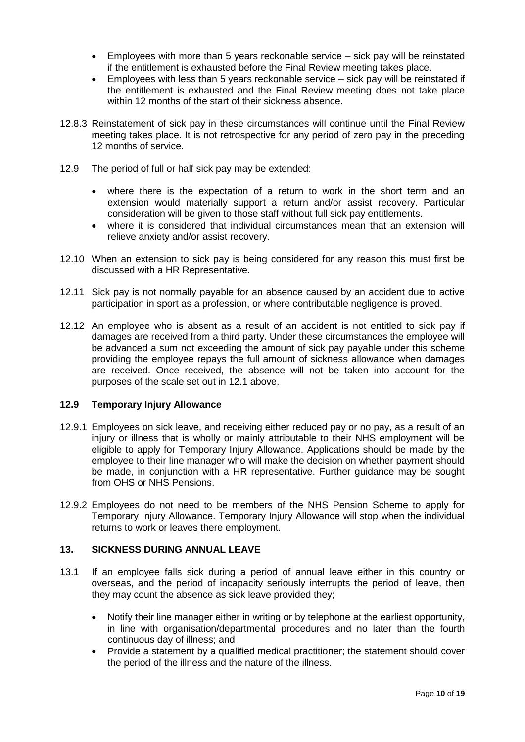- Employees with more than 5 years reckonable service – sick pay will be reinstated if the entitlement is exhausted before the Final Review meeting takes place.
- Employees with less than 5 years reckonable service – sick pay will be reinstated if the entitlement is exhausted and the Final Review meeting does not take place within 12 months of the start of their sickness absence.

12.8.3 Reinstatement of sick pay in these circumstances will continue until the Final Review meeting takes place. It is not retrospective for any period of zero pay in the preceding 12 months of service.

12.9 The period of full or half sick pay may be extended:

- where there is the expectation of a return to work in the short term and an extension would materially support a return and/or assist recovery. Particular consideration will be given to those staff without full sick pay entitlements.
- where it is considered that individual circumstances mean that an extension will relieve anxiety and/or assist recovery.

12.10 When an extension to sick pay is being considered for any reason this must first be discussed with a HR Representative.

12.11 Sick pay is not normally payable for an absence caused by an accident due to active participation in sport as a profession, or where contributable negligence is proved.

12.12 An employee who is absent as a result of an accident is not entitled to sick pay if damages are received from a third party. Under these circumstances the employee will be advanced a sum not exceeding the amount of sick pay payable under this scheme providing the employee repays the full amount of sickness allowance when damages are received. Once received, the absence will not be taken into account for the purposes of the scale set out in 12.1 above.

### 12.9 Temporary Injury Allowance

12.9.1 Employees on sick leave, and receiving either reduced pay or no pay, as a result of an injury or illness that is wholly or mainly attributable to their NHS employment will be eligible to apply for Temporary Injury Allowance. Applications should be made by the employee to their line manager who will make the decision on whether payment should be made, in conjunction with a HR representative. Further guidance may be sought from OHS or NHS Pensions.

12.9.2 Employees do not need to be members of the NHS Pension Scheme to apply for Temporary Injury Allowance. Temporary Injury Allowance will stop when the individual returns to work or leaves there employment.

## 13. SICKNESS DURING ANNUAL LEAVE

13.1 If an employee falls sick during a period of annual leave either in this country or overseas, and the period of incapacity seriously interrupts the period of leave, then they may count the absence as sick leave provided they;

- Notify their line manager either in writing or by telephone at the earliest opportunity, in line with organisation/departmental procedures and no later than the fourth continuous day of illness; and
- Provide a statement by a qualified medical practitioner; the statement should cover the period of the illness and the nature of the illness.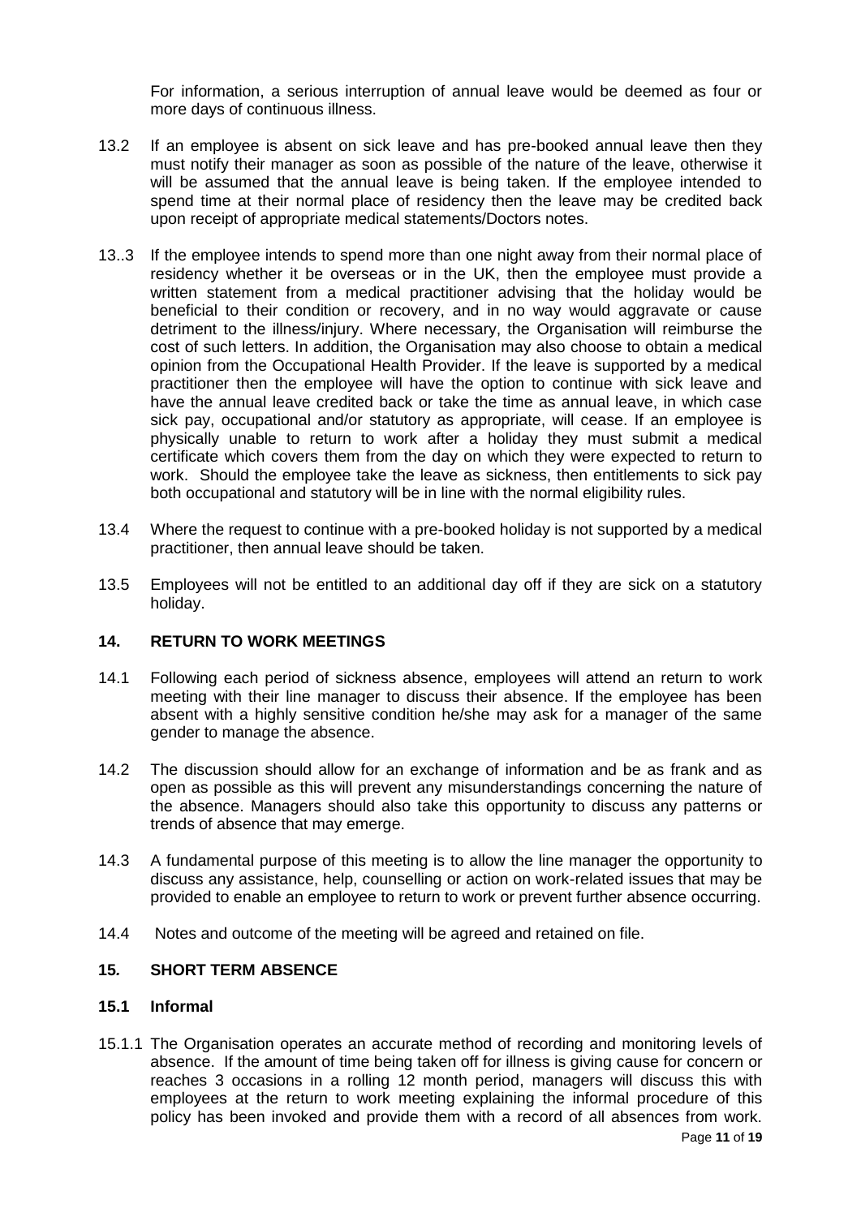For information, a serious interruption of annual leave would be deemed as four or more days of continuous illness.

13.2 If an employee is absent on sick leave and has pre-booked annual leave then they must notify their manager as soon as possible of the nature of the leave, otherwise it will be assumed that the annual leave is being taken. If the employee intended to spend time at their normal place of residency then the leave may be credited back upon receipt of appropriate medical statements/Doctors notes.

13..3 If the employee intends to spend more than one night away from their normal place of residency whether it be overseas or in the UK, then the employee must provide a written statement from a medical practitioner advising that the holiday would be beneficial to their condition or recovery, and in no way would aggravate or cause detriment to the illness/injury. Where necessary, the Organisation will reimburse the cost of such letters. In addition, the Organisation may also choose to obtain a medical opinion from the Occupational Health Provider. If the leave is supported by a medical practitioner then the employee will have the option to continue with sick leave and have the annual leave credited back or take the time as annual leave, in which case sick pay, occupational and/or statutory as appropriate, will cease. If an employee is physically unable to return to work after a holiday they must submit a medical certificate which covers them from the day on which they were expected to return to work. Should the employee take the leave as sickness, then entitlements to sick pay both occupational and statutory will be in line with the normal eligibility rules.

13.4 Where the request to continue with a pre-booked holiday is not supported by a medical practitioner, then annual leave should be taken.

13.5 Employees will not be entitled to an additional day off if they are sick on a statutory holiday.

## 14. RETURN TO WORK MEETINGS

14.1 Following each period of sickness absence, employees will attend an return to work meeting with their line manager to discuss their absence. If the employee has been absent with a highly sensitive condition he/she may ask for a manager of the same gender to manage the absence.

14.2 The discussion should allow for an exchange of information and be as frank and as open as possible as this will prevent any misunderstandings concerning the nature of the absence. Managers should also take this opportunity to discuss any patterns or trends of absence that may emerge.

14.3 A fundamental purpose of this meeting is to allow the line manager the opportunity to discuss any assistance, help, counselling or action on work-related issues that may be provided to enable an employee to return to work or prevent further absence occurring.

14.4 Notes and outcome of the meeting will be agreed and retained on file.

## 15. SHORT TERM ABSENCE

### 15.1 Informal

15.1.1 The Organisation operates an accurate method of recording and monitoring levels of absence. If the amount of time being taken off for illness is giving cause for concern or reaches 3 occasions in a rolling 12 month period, managers will discuss this with employees at the return to work meeting explaining the informal procedure of this policy has been invoked and provide them with a record of all absences from work.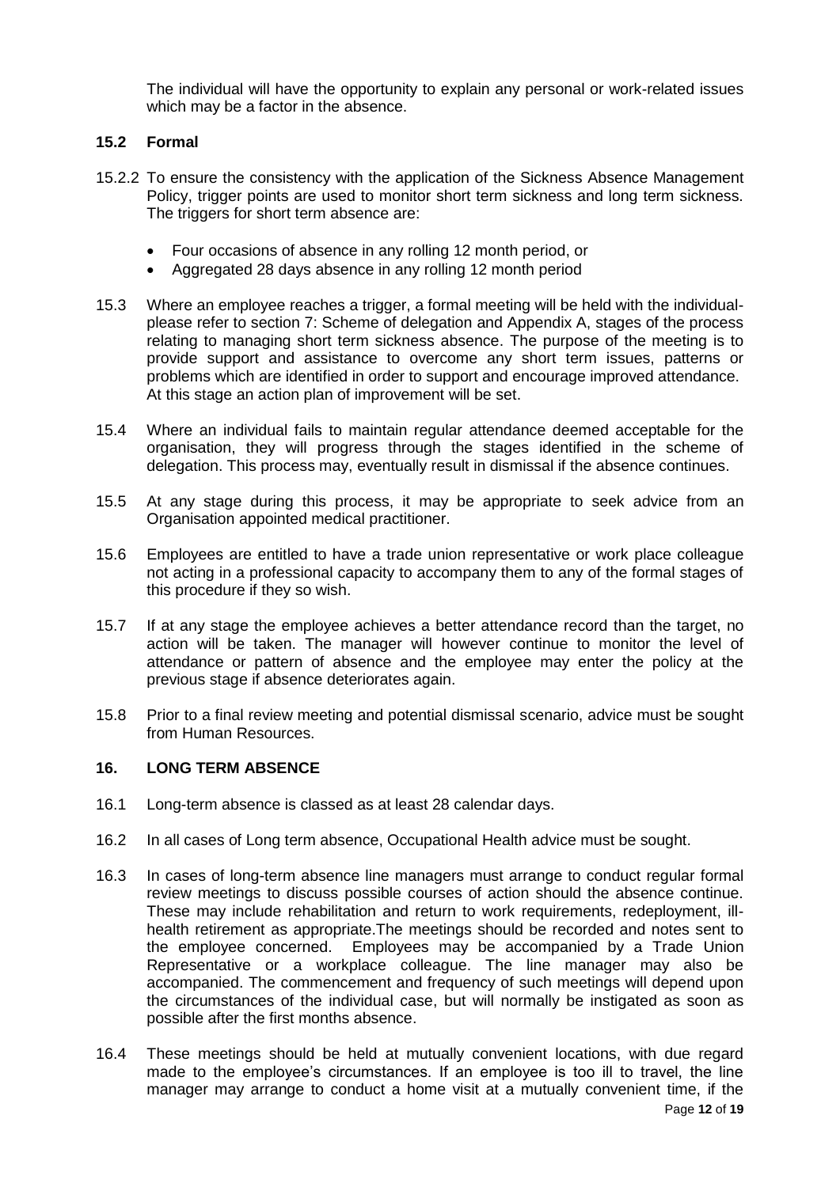The individual will have the opportunity to explain any personal or work-related issues which may be a factor in the absence.

### 15.2 Formal

15.2.2 To ensure the consistency with the application of the Sickness Absence Management Policy, trigger points are used to monitor short term sickness and long term sickness. The triggers for short term absence are:

- Four occasions of absence in any rolling 12 month period, or
- Aggregated 28 days absence in any rolling 12 month period

15.3 Where an employee reaches a trigger, a formal meeting will be held with the individual- please refer to section 7: Scheme of delegation and Appendix A, stages of the process relating to managing short term sickness absence. The purpose of the meeting is to provide support and assistance to overcome any short term issues, patterns or problems which are identified in order to support and encourage improved attendance. At this stage an action plan of improvement will be set.

15.4 Where an individual fails to maintain regular attendance deemed acceptable for the organisation, they will progress through the stages identified in the scheme of delegation. This process may, eventually result in dismissal if the absence continues.

15.5 At any stage during this process, it may be appropriate to seek advice from an Organisation appointed medical practitioner.

15.6 Employees are entitled to have a trade union representative or work place colleague not acting in a professional capacity to accompany them to any of the formal stages of this procedure if they so wish.

15.7 If at any stage the employee achieves a better attendance record than the target, no action will be taken. The manager will however continue to monitor the level of attendance or pattern of absence and the employee may enter the policy at the previous stage if absence deteriorates again.

15.8 Prior to a final review meeting and potential dismissal scenario, advice must be sought from Human Resources.

### 16. LONG TERM ABSENCE

16.1 Long-term absence is classed as at least 28 calendar days.

16.2 In all cases of Long term absence, Occupational Health advice must be sought.

16.3 In cases of long-term absence line managers must arrange to conduct regular formal review meetings to discuss possible courses of action should the absence continue. These may include rehabilitation and return to work requirements, redeployment, ill-health retirement as appropriate.The meetings should be recorded and notes sent to the employee concerned. Employees may be accompanied by a Trade Union Representative or a workplace colleague. The line manager may also be accompanied. The commencement and frequency of such meetings will depend upon the circumstances of the individual case, but will normally be instigated as soon as possible after the first months absence.

16.4 These meetings should be held at mutually convenient locations, with due regard made to the employee's circumstances. If an employee is too ill to travel, the line manager may arrange to conduct a home visit at a mutually convenient time, if the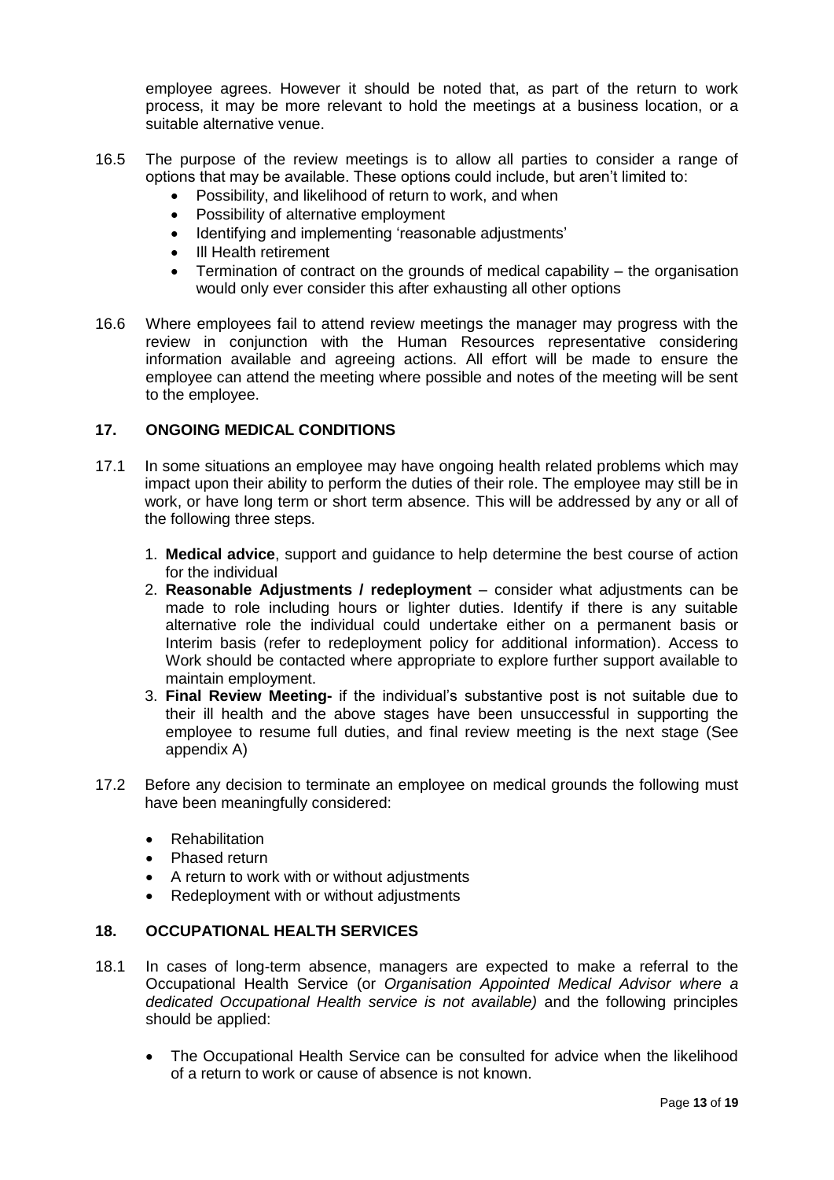employee agrees. However it should be noted that, as part of the return to work process, it may be more relevant to hold the meetings at a business location, or a suitable alternative venue.

16.5 The purpose of the review meetings is to allow all parties to consider a range of options that may be available. These options could include, but aren't limited to:

- Possibility, and likelihood of return to work, and when
- Possibility of alternative employment
- Identifying and implementing 'reasonable adjustments'
- Ill Health retirement
- Termination of contract on the grounds of medical capability – the organisation would only ever consider this after exhausting all other options

16.6 Where employees fail to attend review meetings the manager may progress with the review in conjunction with the Human Resources representative considering information available and agreeing actions. All effort will be made to ensure the employee can attend the meeting where possible and notes of the meeting will be sent to the employee.

## 17. ONGOING MEDICAL CONDITIONS

17.1 In some situations an employee may have ongoing health related problems which may impact upon their ability to perform the duties of their role. The employee may still be in work, or have long term or short term absence. This will be addressed by any or all of the following three steps.

1. **Medical advice**, support and guidance to help determine the best course of action for the individual
2. **Reasonable Adjustments / redeployment** – consider what adjustments can be made to role including hours or lighter duties. Identify if there is any suitable alternative role the individual could undertake either on a permanent basis or Interim basis (refer to redeployment policy for additional information). Access to Work should be contacted where appropriate to explore further support available to maintain employment.
3. **Final Review Meeting-** if the individual's substantive post is not suitable due to their ill health and the above stages have been unsuccessful in supporting the employee to resume full duties, and final review meeting is the next stage (See appendix A)

17.2 Before any decision to terminate an employee on medical grounds the following must have been meaningfully considered:

- Rehabilitation
- Phased return
- A return to work with or without adjustments
- Redeployment with or without adjustments

## 18. OCCUPATIONAL HEALTH SERVICES

18.1 In cases of long-term absence, managers are expected to make a referral to the Occupational Health Service (or *Organisation Appointed Medical Advisor where a dedicated Occupational Health service is not available)* and the following principles should be applied:

- The Occupational Health Service can be consulted for advice when the likelihood of a return to work or cause of absence is not known.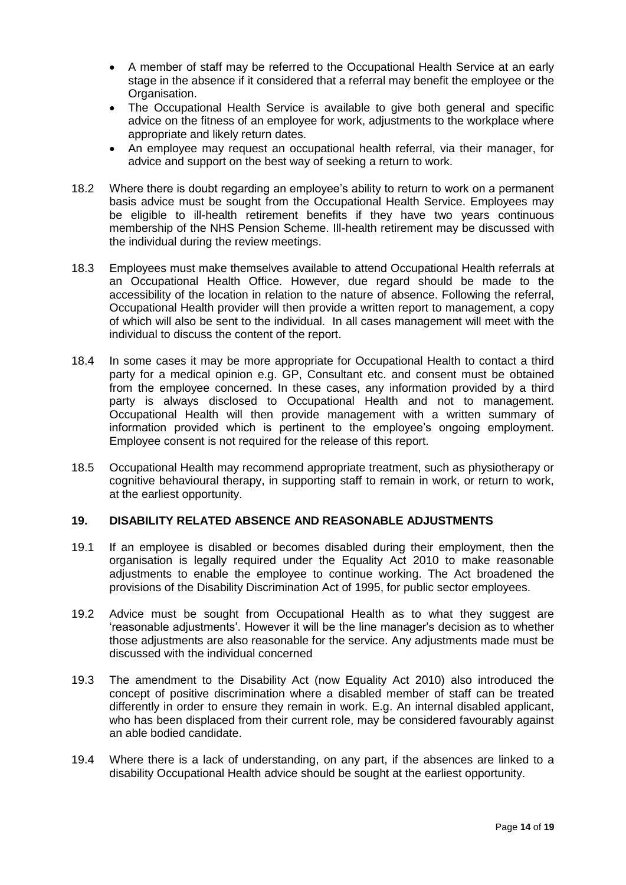- A member of staff may be referred to the Occupational Health Service at an early stage in the absence if it considered that a referral may benefit the employee or the Organisation.
- The Occupational Health Service is available to give both general and specific advice on the fitness of an employee for work, adjustments to the workplace where appropriate and likely return dates.
- An employee may request an occupational health referral, via their manager, for advice and support on the best way of seeking a return to work.

18.2 Where there is doubt regarding an employee's ability to return to work on a permanent basis advice must be sought from the Occupational Health Service. Employees may be eligible to ill-health retirement benefits if they have two years continuous membership of the NHS Pension Scheme. Ill-health retirement may be discussed with the individual during the review meetings.

18.3 Employees must make themselves available to attend Occupational Health referrals at an Occupational Health Office. However, due regard should be made to the accessibility of the location in relation to the nature of absence. Following the referral, Occupational Health provider will then provide a written report to management, a copy of which will also be sent to the individual. In all cases management will meet with the individual to discuss the content of the report.

18.4 In some cases it may be more appropriate for Occupational Health to contact a third party for a medical opinion e.g. GP, Consultant etc. and consent must be obtained from the employee concerned. In these cases, any information provided by a third party is always disclosed to Occupational Health and not to management. Occupational Health will then provide management with a written summary of information provided which is pertinent to the employee's ongoing employment. Employee consent is not required for the release of this report.

18.5 Occupational Health may recommend appropriate treatment, such as physiotherapy or cognitive behavioural therapy, in supporting staff to remain in work, or return to work, at the earliest opportunity.

## 19. DISABILITY RELATED ABSENCE AND REASONABLE ADJUSTMENTS

19.1 If an employee is disabled or becomes disabled during their employment, then the organisation is legally required under the Equality Act 2010 to make reasonable adjustments to enable the employee to continue working. The Act broadened the provisions of the Disability Discrimination Act of 1995, for public sector employees.

19.2 Advice must be sought from Occupational Health as to what they suggest are 'reasonable adjustments'. However it will be the line manager's decision as to whether those adjustments are also reasonable for the service. Any adjustments made must be discussed with the individual concerned

19.3 The amendment to the Disability Act (now Equality Act 2010) also introduced the concept of positive discrimination where a disabled member of staff can be treated differently in order to ensure they remain in work. E.g. An internal disabled applicant, who has been displaced from their current role, may be considered favourably against an able bodied candidate.

19.4 Where there is a lack of understanding, on any part, if the absences are linked to a disability Occupational Health advice should be sought at the earliest opportunity.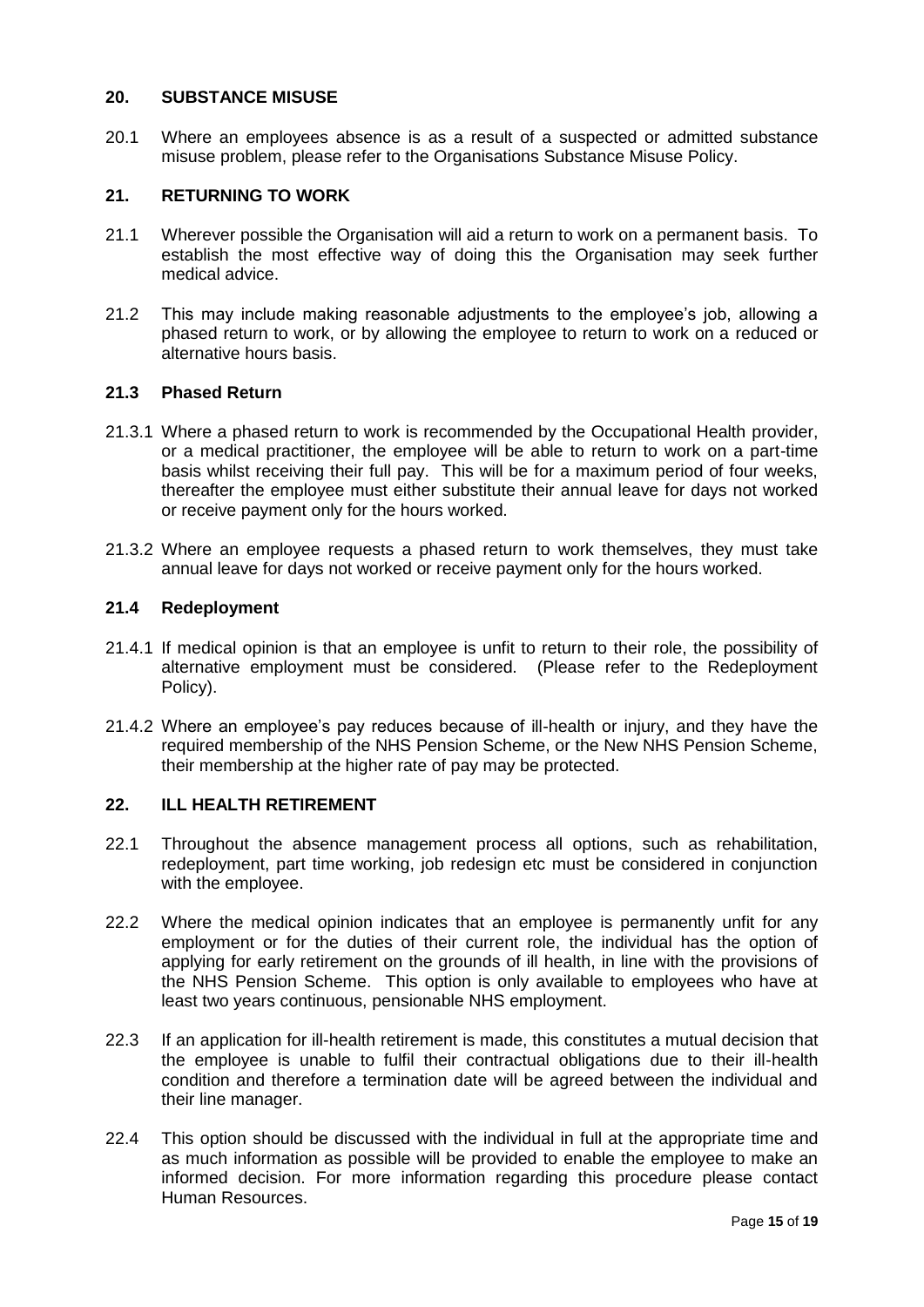## 20. SUBSTANCE MISUSE

20.1 Where an employees absence is as a result of a suspected or admitted substance misuse problem, please refer to the Organisations Substance Misuse Policy.

## 21. RETURNING TO WORK

21.1 Wherever possible the Organisation will aid a return to work on a permanent basis. To establish the most effective way of doing this the Organisation may seek further medical advice.

21.2 This may include making reasonable adjustments to the employee's job, allowing a phased return to work, or by allowing the employee to return to work on a reduced or alternative hours basis.

### 21.3 Phased Return

21.3.1 Where a phased return to work is recommended by the Occupational Health provider, or a medical practitioner, the employee will be able to return to work on a part-time basis whilst receiving their full pay. This will be for a maximum period of four weeks, thereafter the employee must either substitute their annual leave for days not worked or receive payment only for the hours worked.

21.3.2 Where an employee requests a phased return to work themselves, they must take annual leave for days not worked or receive payment only for the hours worked.

### 21.4 Redeployment

21.4.1 If medical opinion is that an employee is unfit to return to their role, the possibility of alternative employment must be considered. (Please refer to the Redeployment Policy).

21.4.2 Where an employee's pay reduces because of ill-health or injury, and they have the required membership of the NHS Pension Scheme, or the New NHS Pension Scheme, their membership at the higher rate of pay may be protected.

## 22. ILL HEALTH RETIREMENT

22.1 Throughout the absence management process all options, such as rehabilitation, redeployment, part time working, job redesign etc must be considered in conjunction with the employee.

22.2 Where the medical opinion indicates that an employee is permanently unfit for any employment or for the duties of their current role, the individual has the option of applying for early retirement on the grounds of ill health, in line with the provisions of the NHS Pension Scheme. This option is only available to employees who have at least two years continuous, pensionable NHS employment.

22.3 If an application for ill-health retirement is made, this constitutes a mutual decision that the employee is unable to fulfil their contractual obligations due to their ill-health condition and therefore a termination date will be agreed between the individual and their line manager.

22.4 This option should be discussed with the individual in full at the appropriate time and as much information as possible will be provided to enable the employee to make an informed decision. For more information regarding this procedure please contact Human Resources.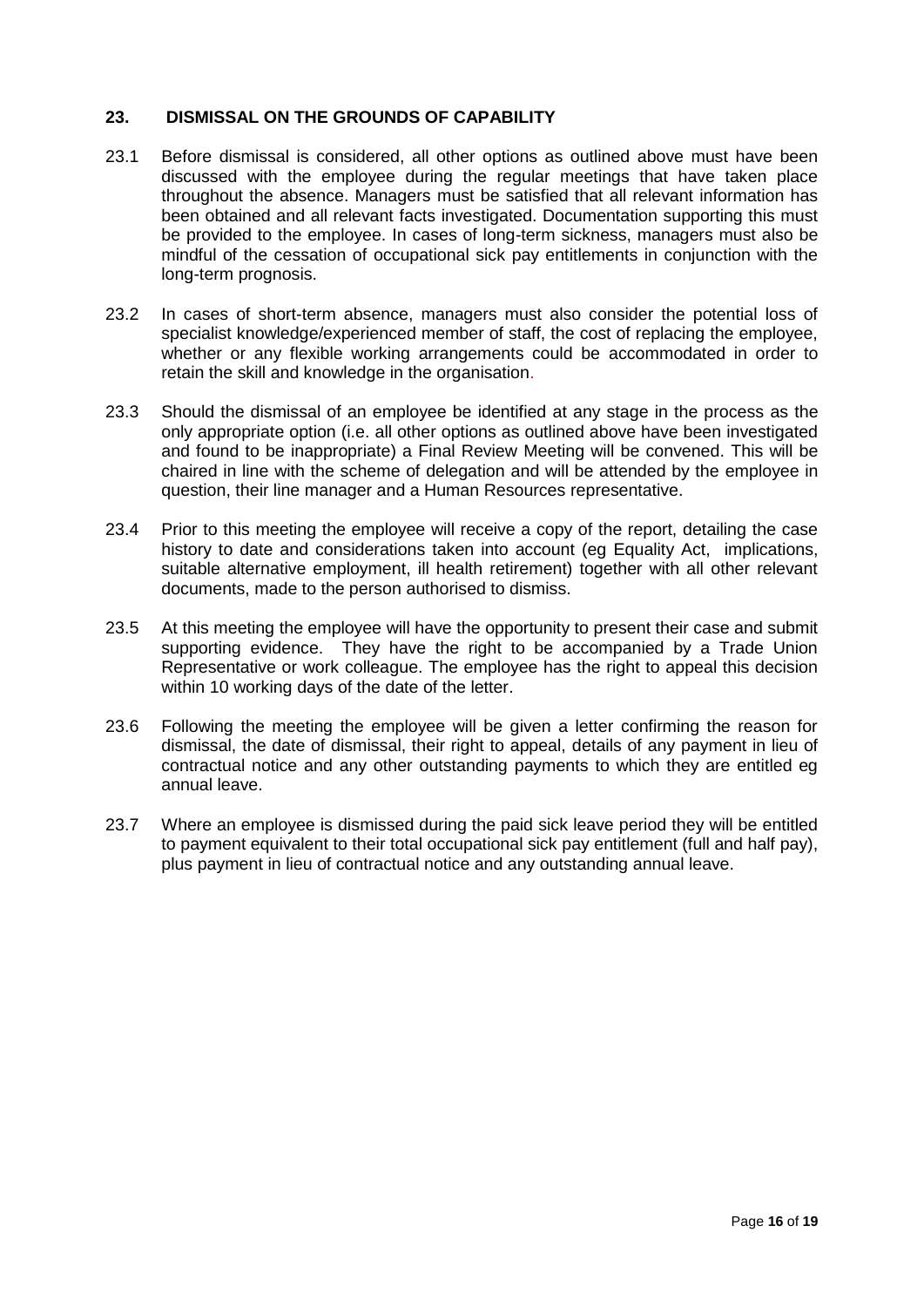## 23. DISMISSAL ON THE GROUNDS OF CAPABILITY

23.1 Before dismissal is considered, all other options as outlined above must have been discussed with the employee during the regular meetings that have taken place throughout the absence. Managers must be satisfied that all relevant information has been obtained and all relevant facts investigated. Documentation supporting this must be provided to the employee. In cases of long-term sickness, managers must also be mindful of the cessation of occupational sick pay entitlements in conjunction with the long-term prognosis.

23.2 In cases of short-term absence, managers must also consider the potential loss of specialist knowledge/experienced member of staff, the cost of replacing the employee, whether or any flexible working arrangements could be accommodated in order to retain the skill and knowledge in the organisation.

23.3 Should the dismissal of an employee be identified at any stage in the process as the only appropriate option (i.e. all other options as outlined above have been investigated and found to be inappropriate) a Final Review Meeting will be convened. This will be chaired in line with the scheme of delegation and will be attended by the employee in question, their line manager and a Human Resources representative.

23.4 Prior to this meeting the employee will receive a copy of the report, detailing the case history to date and considerations taken into account (eg Equality Act, implications, suitable alternative employment, ill health retirement) together with all other relevant documents, made to the person authorised to dismiss.

23.5 At this meeting the employee will have the opportunity to present their case and submit supporting evidence. They have the right to be accompanied by a Trade Union Representative or work colleague. The employee has the right to appeal this decision within 10 working days of the date of the letter.

23.6 Following the meeting the employee will be given a letter confirming the reason for dismissal, the date of dismissal, their right to appeal, details of any payment in lieu of contractual notice and any other outstanding payments to which they are entitled eg annual leave.

23.7 Where an employee is dismissed during the paid sick leave period they will be entitled to payment equivalent to their total occupational sick pay entitlement (full and half pay), plus payment in lieu of contractual notice and any outstanding annual leave.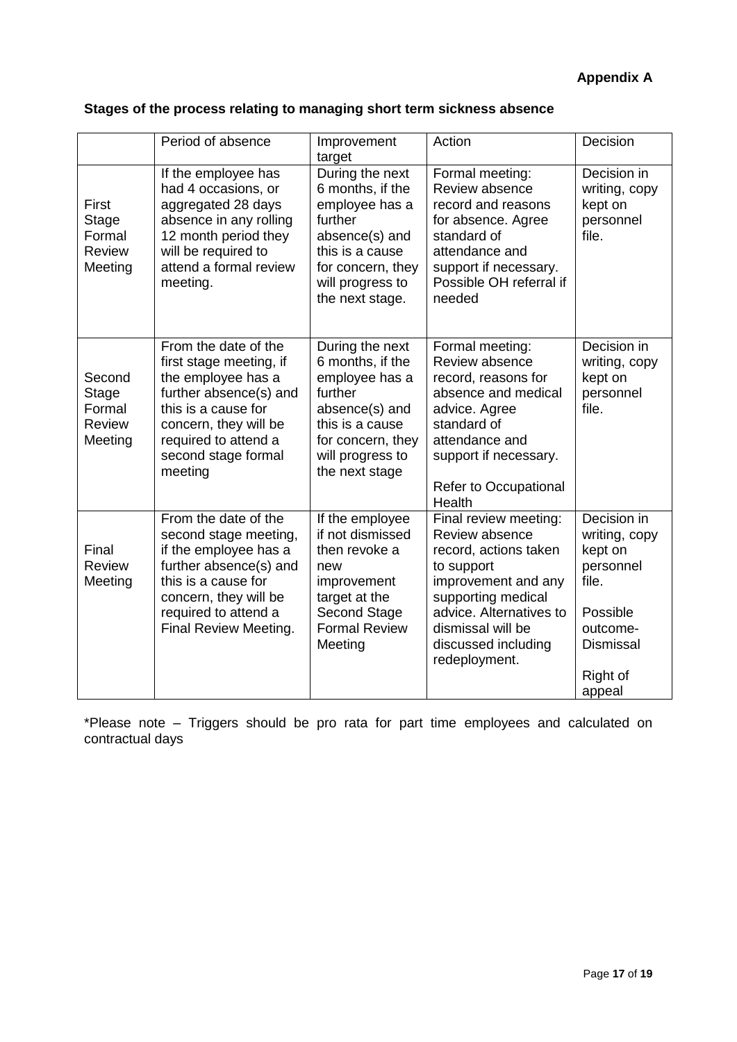**Appendix A**

**Stages of the process relating to managing short term sickness absence**

| | Period of absence | Improvement target | Action | Decision |
|---|---|---|---|---|
| First Stage Formal Review Meeting | If the employee has had 4 occasions, or aggregated 28 days absence in any rolling 12 month period they will be required to attend a formal review meeting. | During the next 6 months, if the employee has a further absence(s) and this is a cause for concern, they will progress to the next stage. | Formal meeting: Review absence record and reasons for absence. Agree standard of attendance and support if necessary. Possible OH referral if needed | Decision in writing, copy kept on personnel file. |
| Second Stage Formal Review Meeting | From the date of the first stage meeting, if the employee has a further absence(s) and this is a cause for concern, they will be required to attend a second stage formal meeting | During the next 6 months, if the employee has a further absence(s) and this is a cause for concern, they will progress to the next stage | Formal meeting: Review absence record, reasons for absence and medical advice. Agree standard of attendance and support if necessary. <br><br> Refer to Occupational Health | Decision in writing, copy kept on personnel file. |
| Final Review Meeting | From the date of the second stage meeting, if the employee has a further absence(s) and this is a cause for concern, they will be required to attend a Final Review Meeting. | If the employee if not dismissed then revoke a new improvement target at the Second Stage Formal Review Meeting | Final review meeting: Review absence record, actions taken to support improvement and any supporting medical advice. Alternatives to dismissal will be discussed including redeployment. | Decision in writing, copy kept on personnel file. <br><br> Possible outcome- Dismissal <br><br> Right of appeal |

*Please note – Triggers should be pro rata for part time employees and calculated on contractual days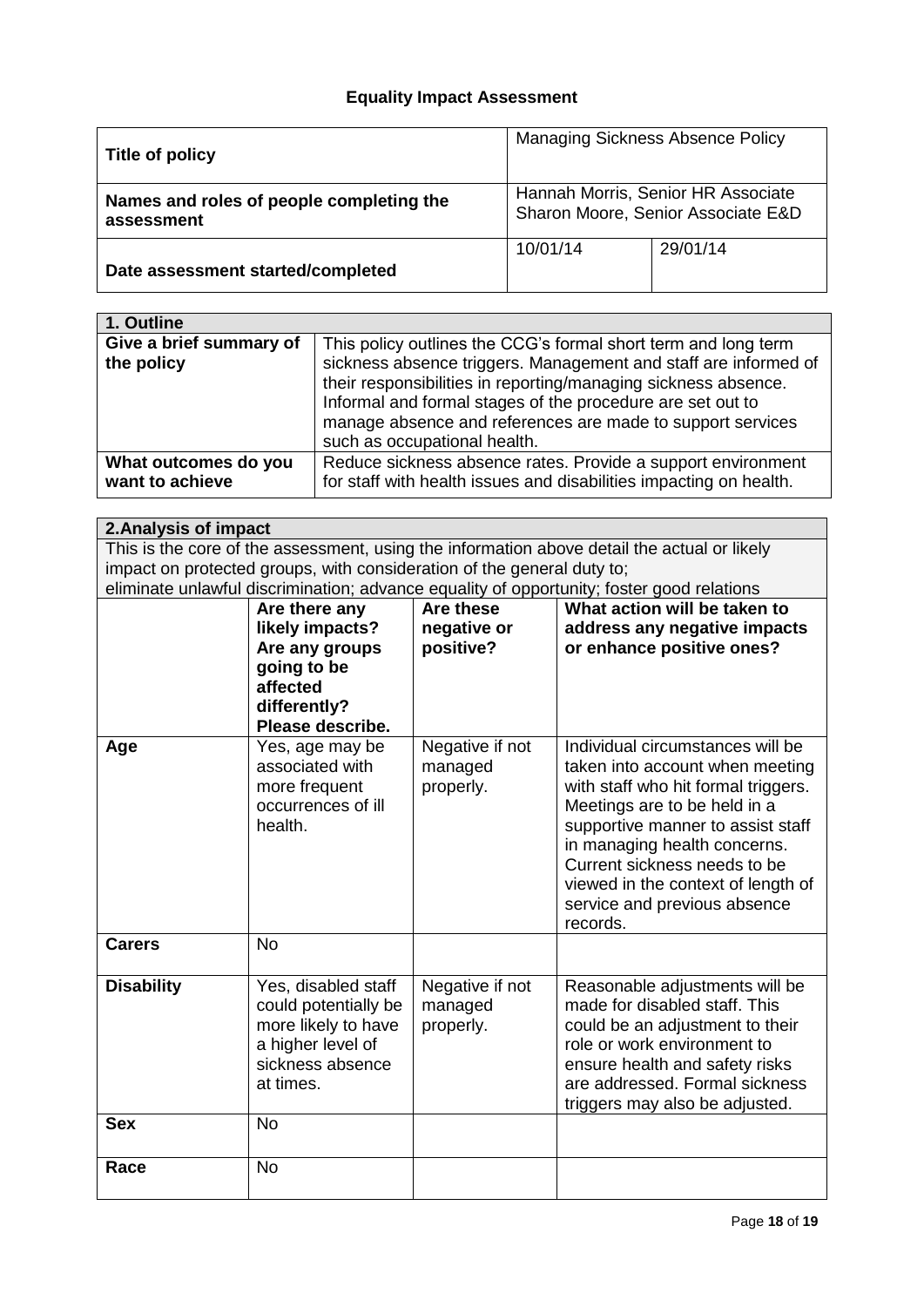## Equality Impact Assessment

| **Title of policy** | Managing Sickness Absence Policy | |
|---|---|---|
| **Names and roles of people completing the assessment** | Hannah Morris, Senior HR Associate<br>Sharon Moore, Senior Associate E&D | |
| **Date assessment started/completed** | 10/01/14 | 29/01/14 |

| **1. Outline** | |
|---|---|
| **Give a brief summary of the policy** | This policy outlines the CCG's formal short term and long term sickness absence triggers. Management and staff are informed of their responsibilities in reporting/managing sickness absence. Informal and formal stages of the procedure are set out to manage absence and references are made to support services such as occupational health. |
| **What outcomes do you want to achieve** | Reduce sickness absence rates. Provide a support environment for staff with health issues and disabilities impacting on health. |

**2. Analysis of impact**

This is the core of the assessment, using the information above detail the actual or likely impact on protected groups, with consideration of the general duty to; eliminate unlawful discrimination; advance equality of opportunity; foster good relations

| | **Are there any likely impacts? Are any groups going to be affected differently? Please describe.** | **Are these negative or positive?** | **What action will be taken to address any negative impacts or enhance positive ones?** |
|---|---|---|---|
| **Age** | Yes, age may be associated with more frequent occurrences of ill health. | Negative if not managed properly. | Individual circumstances will be taken into account when meeting with staff who hit formal triggers. Meetings are to be held in a supportive manner to assist staff in managing health concerns. Current sickness needs to be viewed in the context of length of service and previous absence records. |
| **Carers** | No | | |
| **Disability** | Yes, disabled staff could potentially be more likely to have a higher level of sickness absence at times. | Negative if not managed properly. | Reasonable adjustments will be made for disabled staff. This could be an adjustment to their role or work environment to ensure health and safety risks are addressed. Formal sickness triggers may also be adjusted. |
| **Sex** | No | | |
| **Race** | No | | |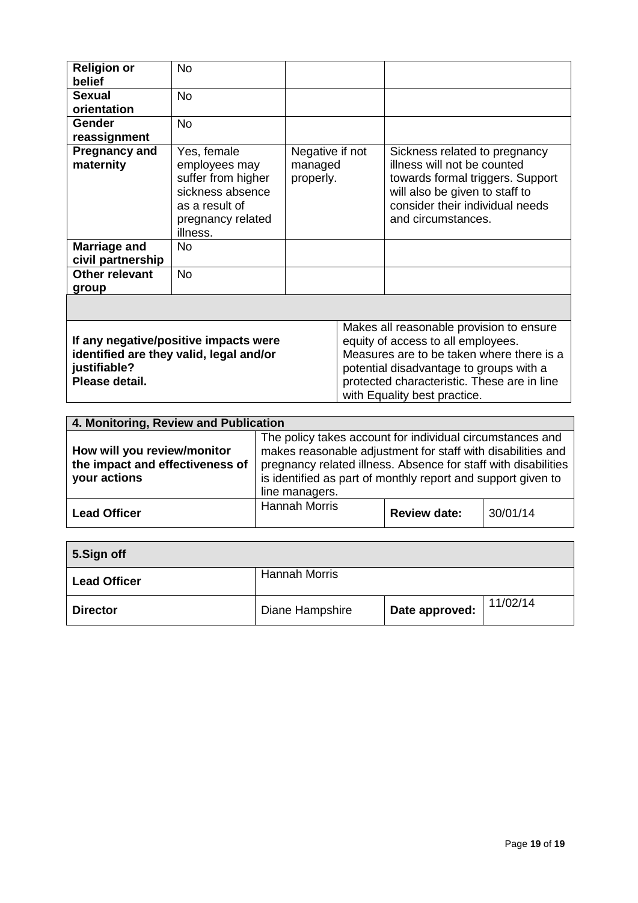| | | | |
|---|---|---|---|
| **Religion or belief** | No | | |
| **Sexual orientation** | No | | |
| **Gender reassignment** | No | | |
| **Pregnancy and maternity** | Yes, female employees may suffer from higher sickness absence as a result of pregnancy related illness. | Negative if not managed properly. | Sickness related to pregnancy illness will not be counted towards formal triggers. Support will also be given to staff to consider their individual needs and circumstances. |
| **Marriage and civil partnership** | No | | |
| **Other relevant group** | No | | |
| | | | |
| **If any negative/positive impacts were identified are they valid, legal and/or justifiable? Please detail.** | | Makes all reasonable provision to ensure equity of access to all employees. Measures are to be taken where there is a potential disadvantage to groups with a protected characteristic. These are in line with Equality best practice. | |

| **4. Monitoring, Review and Publication** | | | |
|---|---|---|---|
| **How will you review/monitor the impact and effectiveness of your actions** | The policy takes account for individual circumstances and makes reasonable adjustment for staff with disabilities and pregnancy related illness. Absence for staff with disabilities is identified as part of monthly report and support given to line managers. | | |
| **Lead Officer** | Hannah Morris | **Review date:** | 30/01/14 |

| **5.Sign off** | | | |
|---|---|---|---|
| **Lead Officer** | Hannah Morris | | |
| **Director** | Diane Hampshire | **Date approved:** | 11/02/14 |